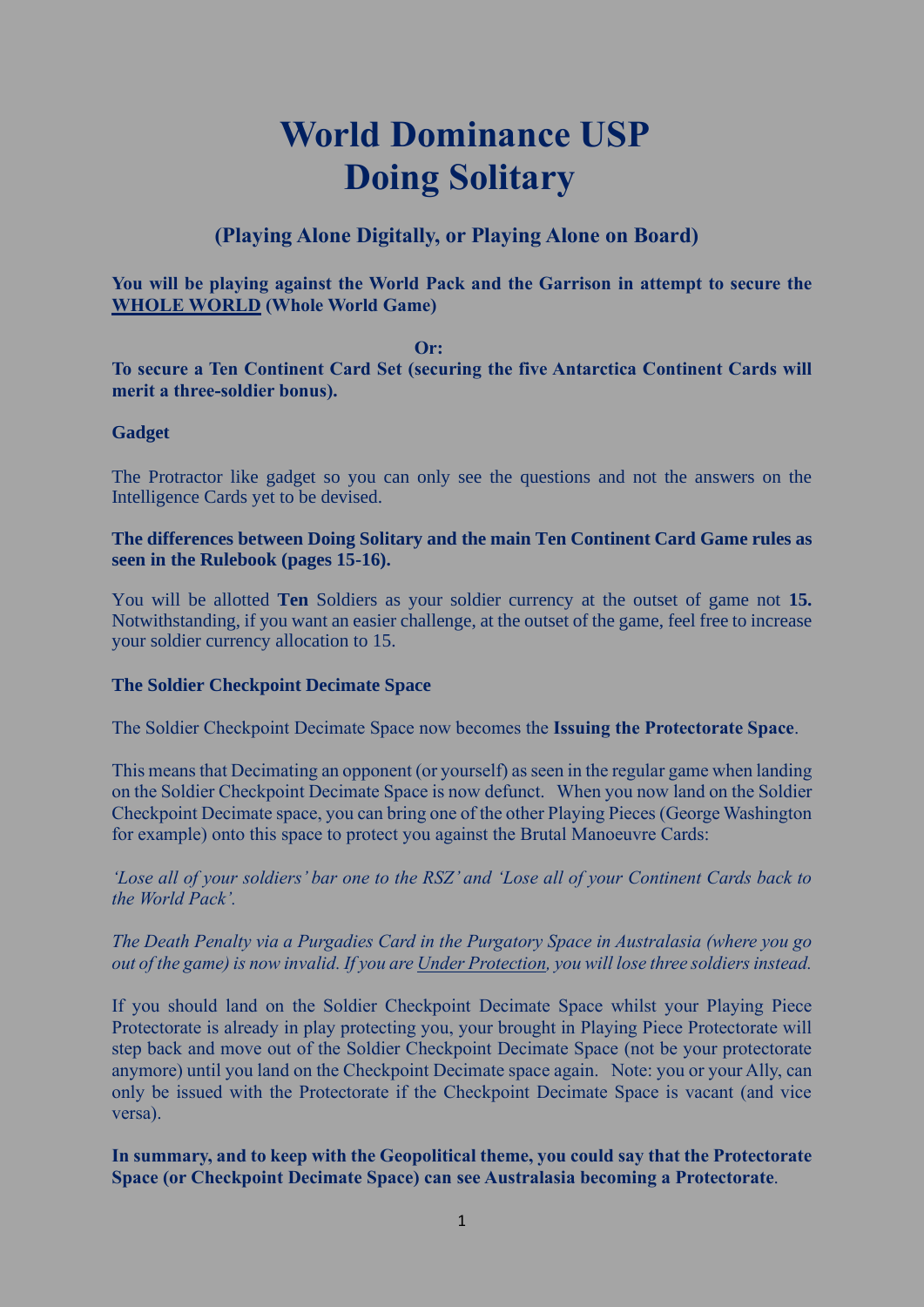# World Dominance USP
# Doing Solitary

## (Playing Alone Digitally, or Playing Alone on Board)

**You will be playing against the World Pack and the Garrison in attempt to secure the <u>WHOLE WORLD</u> (Whole World Game)**

**Or:**

**To secure a Ten Continent Card Set (securing the five Antarctica Continent Cards will merit a three-soldier bonus).**

**Gadget**

The Protractor like gadget so you can only see the questions and not the answers on the Intelligence Cards yet to be devised.

**The differences between Doing Solitary and the main Ten Continent Card Game rules as seen in the Rulebook (pages 15-16).**

You will be allotted **Ten** Soldiers as your soldier currency at the outset of game not **15.** Notwithstanding, if you want an easier challenge, at the outset of the game, feel free to increase your soldier currency allocation to 15.

**The Soldier Checkpoint Decimate Space**

The Soldier Checkpoint Decimate Space now becomes the **Issuing the Protectorate Space**.

This means that Decimating an opponent (or yourself) as seen in the regular game when landing on the Soldier Checkpoint Decimate Space is now defunct. When you now land on the Soldier Checkpoint Decimate space, you can bring one of the other Playing Pieces (George Washington for example) onto this space to protect you against the Brutal Manoeuvre Cards:

*'Lose all of your soldiers' bar one to the RSZ' and 'Lose all of your Continent Cards back to the World Pack'.*

*The Death Penalty via a Purgadies Card in the Purgatory Space in Australasia (where you go out of the game) is now invalid. If you are <u>Under Protection</u>, you will lose three soldiers instead.*

If you should land on the Soldier Checkpoint Decimate Space whilst your Playing Piece Protectorate is already in play protecting you, your brought in Playing Piece Protectorate will step back and move out of the Soldier Checkpoint Decimate Space (not be your protectorate anymore) until you land on the Checkpoint Decimate space again. Note: you or your Ally, can only be issued with the Protectorate if the Checkpoint Decimate Space is vacant (and vice versa).

**In summary, and to keep with the Geopolitical theme, you could say that the Protectorate Space (or Checkpoint Decimate Space) can see Australasia becoming a Protectorate**.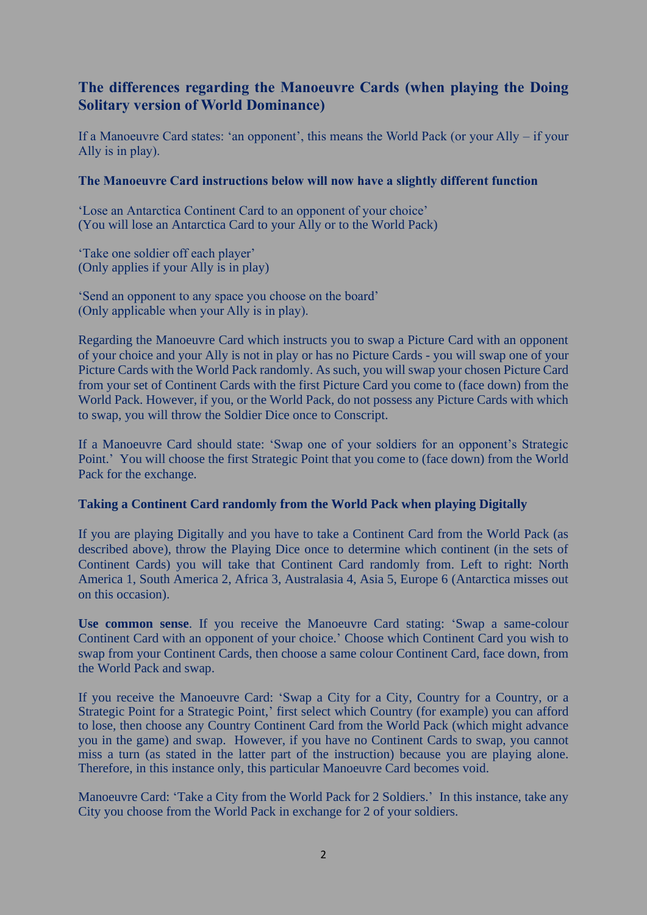## The differences regarding the Manoeuvre Cards (when playing the Doing Solitary version of World Dominance)

If a Manoeuvre Card states: 'an opponent', this means the World Pack (or your Ally – if your Ally is in play).

### The Manoeuvre Card instructions below will now have a slightly different function

'Lose an Antarctica Continent Card to an opponent of your choice'
(You will lose an Antarctica Card to your Ally or to the World Pack)

'Take one soldier off each player'
(Only applies if your Ally is in play)

'Send an opponent to any space you choose on the board'
(Only applicable when your Ally is in play).

Regarding the Manoeuvre Card which instructs you to swap a Picture Card with an opponent of your choice and your Ally is not in play or has no Picture Cards - you will swap one of your Picture Cards with the World Pack randomly. As such, you will swap your chosen Picture Card from your set of Continent Cards with the first Picture Card you come to (face down) from the World Pack. However, if you, or the World Pack, do not possess any Picture Cards with which to swap, you will throw the Soldier Dice once to Conscript.

If a Manoeuvre Card should state: 'Swap one of your soldiers for an opponent's Strategic Point.' You will choose the first Strategic Point that you come to (face down) from the World Pack for the exchange.

### Taking a Continent Card randomly from the World Pack when playing Digitally

If you are playing Digitally and you have to take a Continent Card from the World Pack (as described above), throw the Playing Dice once to determine which continent (in the sets of Continent Cards) you will take that Continent Card randomly from. Left to right: North America 1, South America 2, Africa 3, Australasia 4, Asia 5, Europe 6 (Antarctica misses out on this occasion).

**Use common sense**. If you receive the Manoeuvre Card stating: 'Swap a same-colour Continent Card with an opponent of your choice.' Choose which Continent Card you wish to swap from your Continent Cards, then choose a same colour Continent Card, face down, from the World Pack and swap.

If you receive the Manoeuvre Card: 'Swap a City for a City, Country for a Country, or a Strategic Point for a Strategic Point,' first select which Country (for example) you can afford to lose, then choose any Country Continent Card from the World Pack (which might advance you in the game) and swap. However, if you have no Continent Cards to swap, you cannot miss a turn (as stated in the latter part of the instruction) because you are playing alone. Therefore, in this instance only, this particular Manoeuvre Card becomes void.

Manoeuvre Card: 'Take a City from the World Pack for 2 Soldiers.' In this instance, take any City you choose from the World Pack in exchange for 2 of your soldiers.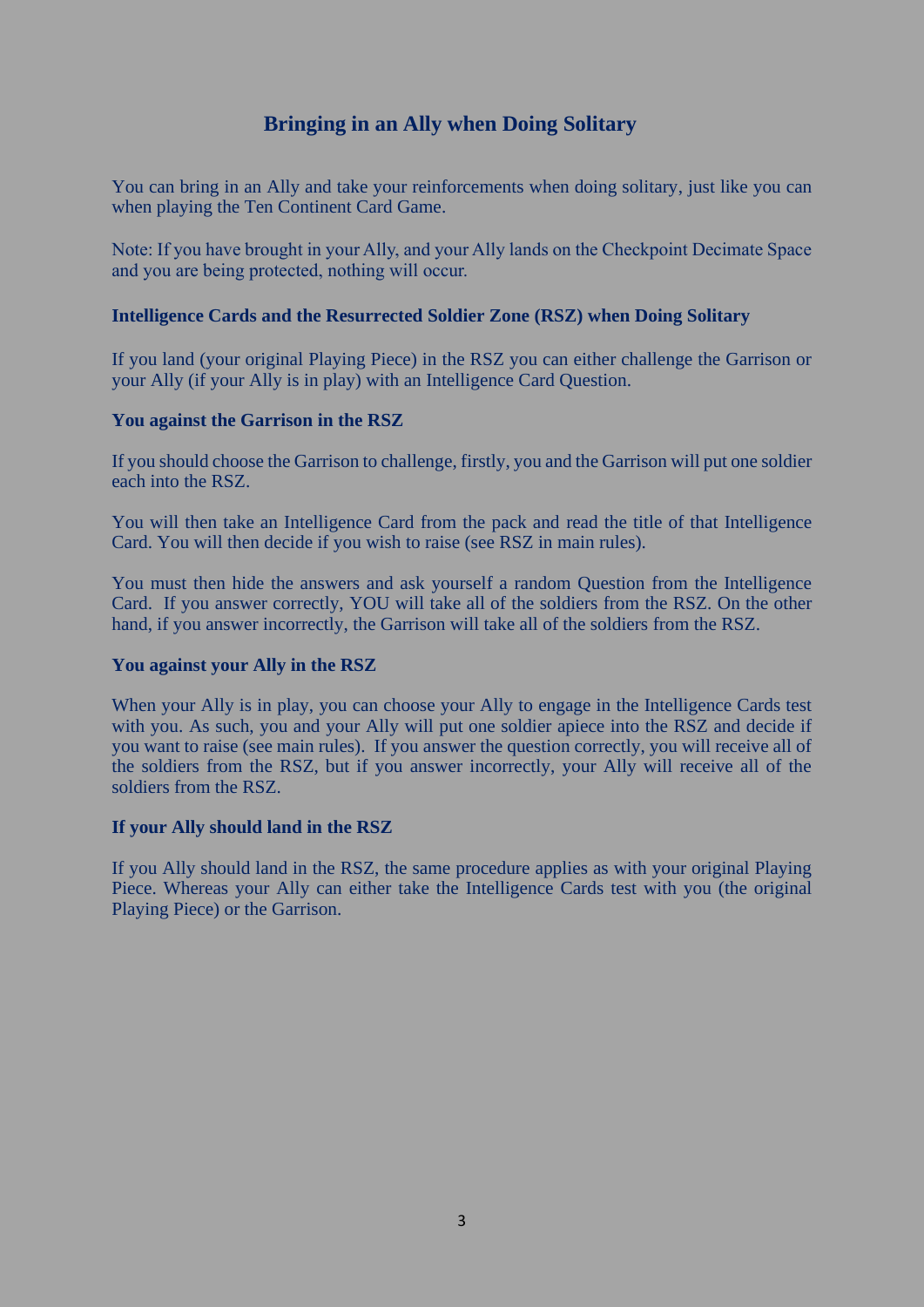## Bringing in an Ally when Doing Solitary

You can bring in an Ally and take your reinforcements when doing solitary, just like you can when playing the Ten Continent Card Game.

Note: If you have brought in your Ally, and your Ally lands on the Checkpoint Decimate Space and you are being protected, nothing will occur.

### Intelligence Cards and the Resurrected Soldier Zone (RSZ) when Doing Solitary

If you land (your original Playing Piece) in the RSZ you can either challenge the Garrison or your Ally (if your Ally is in play) with an Intelligence Card Question.

### You against the Garrison in the RSZ

If you should choose the Garrison to challenge, firstly, you and the Garrison will put one soldier each into the RSZ.

You will then take an Intelligence Card from the pack and read the title of that Intelligence Card. You will then decide if you wish to raise (see RSZ in main rules).

You must then hide the answers and ask yourself a random Question from the Intelligence Card. If you answer correctly, YOU will take all of the soldiers from the RSZ. On the other hand, if you answer incorrectly, the Garrison will take all of the soldiers from the RSZ.

### You against your Ally in the RSZ

When your Ally is in play, you can choose your Ally to engage in the Intelligence Cards test with you. As such, you and your Ally will put one soldier apiece into the RSZ and decide if you want to raise (see main rules). If you answer the question correctly, you will receive all of the soldiers from the RSZ, but if you answer incorrectly, your Ally will receive all of the soldiers from the RSZ.

### If your Ally should land in the RSZ

If you Ally should land in the RSZ, the same procedure applies as with your original Playing Piece. Whereas your Ally can either take the Intelligence Cards test with you (the original Playing Piece) or the Garrison.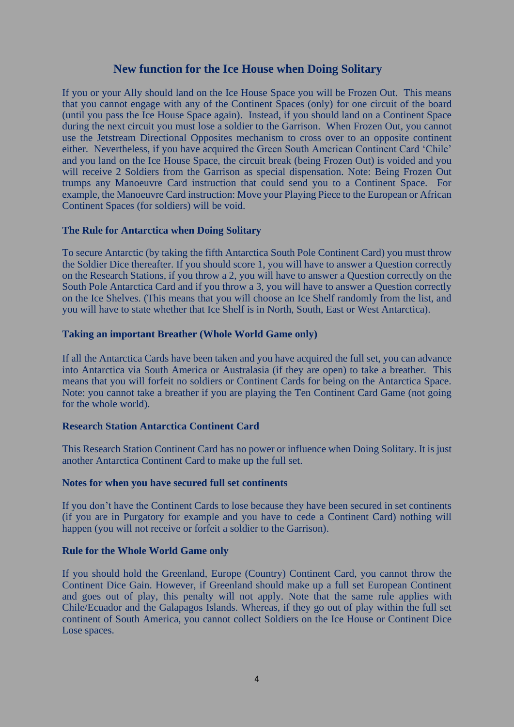## New function for the Ice House when Doing Solitary

If you or your Ally should land on the Ice House Space you will be Frozen Out. This means that you cannot engage with any of the Continent Spaces (only) for one circuit of the board (until you pass the Ice House Space again). Instead, if you should land on a Continent Space during the next circuit you must lose a soldier to the Garrison. When Frozen Out, you cannot use the Jetstream Directional Opposites mechanism to cross over to an opposite continent either. Nevertheless, if you have acquired the Green South American Continent Card 'Chile' and you land on the Ice House Space, the circuit break (being Frozen Out) is voided and you will receive 2 Soldiers from the Garrison as special dispensation. Note: Being Frozen Out trumps any Manoeuvre Card instruction that could send you to a Continent Space. For example, the Manoeuvre Card instruction: Move your Playing Piece to the European or African Continent Spaces (for soldiers) will be void.

### The Rule for Antarctica when Doing Solitary

To secure Antarctic (by taking the fifth Antarctica South Pole Continent Card) you must throw the Soldier Dice thereafter. If you should score 1, you will have to answer a Question correctly on the Research Stations, if you throw a 2, you will have to answer a Question correctly on the South Pole Antarctica Card and if you throw a 3, you will have to answer a Question correctly on the Ice Shelves. (This means that you will choose an Ice Shelf randomly from the list, and you will have to state whether that Ice Shelf is in North, South, East or West Antarctica).

### Taking an important Breather (Whole World Game only)

If all the Antarctica Cards have been taken and you have acquired the full set, you can advance into Antarctica via South America or Australasia (if they are open) to take a breather. This means that you will forfeit no soldiers or Continent Cards for being on the Antarctica Space. Note: you cannot take a breather if you are playing the Ten Continent Card Game (not going for the whole world).

### Research Station Antarctica Continent Card

This Research Station Continent Card has no power or influence when Doing Solitary. It is just another Antarctica Continent Card to make up the full set.

### Notes for when you have secured full set continents

If you don't have the Continent Cards to lose because they have been secured in set continents (if you are in Purgatory for example and you have to cede a Continent Card) nothing will happen (you will not receive or forfeit a soldier to the Garrison).

### Rule for the Whole World Game only

If you should hold the Greenland, Europe (Country) Continent Card, you cannot throw the Continent Dice Gain. However, if Greenland should make up a full set European Continent and goes out of play, this penalty will not apply. Note that the same rule applies with Chile/Ecuador and the Galapagos Islands. Whereas, if they go out of play within the full set continent of South America, you cannot collect Soldiers on the Ice House or Continent Dice Lose spaces.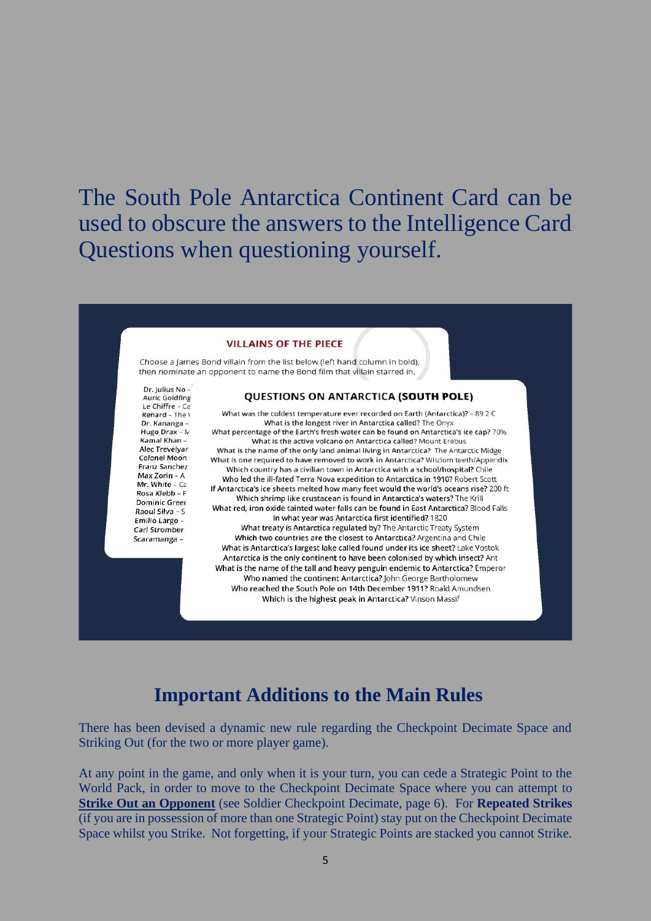The South Pole Antarctica Continent Card can be used to obscure the answers to the Intelligence Card Questions when questioning yourself.

**VILLAINS OF THE PIECE**

Choose a James Bond villain from the list below (left hand column in bold), then nominate an opponent to name the Bond film that villain starred in.

Dr. Julius No –
Auric Goldfing
Le Chiffre – Ca
Renard – The \
Dr. Kananga –
Hugo Drax – M
Kamal Khan –
Alec Trevelyar
Colonel Moon
Franz Sanchez
Max Zorin – A
Mr. White – Ca
Rosa Klebb – F
Dominic Greer
Raoul Silva – S
Emilio Largo –
Carl Stromber
Scaramanga –

**QUESTIONS ON ANTARCTICA (SOUTH POLE)**

What was the coldest temperature ever recorded on Earth (Antarctica)? – 89.2 C
What is the longest river in Antarctica called? The Onyx
What percentage of the Earth's fresh water can be found on Antarctica's ice cap? 70%
What is the active volcano on Antarctica called? Mount Erebus
What is the name of the only land animal living in Antarctica? The Antarctic Midge
What is one required to have removed to work in Antarctica? Wisdom teeth/Appendix
Which country has a civilian town in Antarctica with a school/hospital? Chile
Who led the ill-fated Terra Nova expedition to Antarctica in 1910? Robert Scott
If Antarctica's ice sheets melted how many feet would the world's oceans rise? 200 ft
Which shrimp like crustacean is found in Antarctica's waters? The Krill
What red, iron oxide tainted water falls can be found in East Antarctica? Blood Falls
In what year was Antarctica first identified? 1820
What treaty is Antarctica regulated by? The Antarctic Treaty System
Which two countries are the closest to Antarctica? Argentina and Chile
What is Antarctica's largest lake called found under its ice sheet? Lake Vostok
Antarctica is the only continent to have been colonised by which insect? Ant
What is the name of the tall and heavy penguin endemic to Antarctica? Emperor
Who named the continent Antarctica? John George Bartholomew
Who reached the South Pole on 14th December 1911? Roald Amundsen
Which is the highest peak in Antarctica? Vinson Massif

## Important Additions to the Main Rules

There has been devised a dynamic new rule regarding the Checkpoint Decimate Space and Striking Out (for the two or more player game).

At any point in the game, and only when it is your turn, you can cede a Strategic Point to the World Pack, in order to move to the Checkpoint Decimate Space where you can attempt to **Strike Out an Opponent** (see Soldier Checkpoint Decimate, page 6). For **Repeated Strikes** (if you are in possession of more than one Strategic Point) stay put on the Checkpoint Decimate Space whilst you Strike. Not forgetting, if your Strategic Points are stacked you cannot Strike.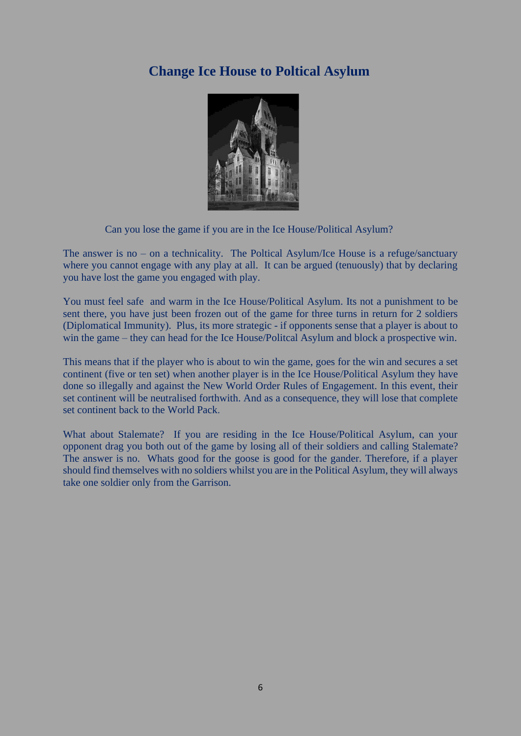## Change Ice House to Poltical Asylum

Can you lose the game if you are in the Ice House/Political Asylum?

The answer is no – on a technicality. The Poltical Asylum/Ice House is a refuge/sanctuary where you cannot engage with any play at all. It can be argued (tenuously) that by declaring you have lost the game you engaged with play.

You must feel safe and warm in the Ice House/Political Asylum. Its not a punishment to be sent there, you have just been frozen out of the game for three turns in return for 2 soldiers (Diplomatical Immunity). Plus, its more strategic - if opponents sense that a player is about to win the game – they can head for the Ice House/Politcal Asylum and block a prospective win.

This means that if the player who is about to win the game, goes for the win and secures a set continent (five or ten set) when another player is in the Ice House/Political Asylum they have done so illegally and against the New World Order Rules of Engagement. In this event, their set continent will be neutralised forthwith. And as a consequence, they will lose that complete set continent back to the World Pack.

What about Stalemate? If you are residing in the Ice House/Political Asylum, can your opponent drag you both out of the game by losing all of their soldiers and calling Stalemate? The answer is no. Whats good for the goose is good for the gander. Therefore, if a player should find themselves with no soldiers whilst you are in the Political Asylum, they will always take one soldier only from the Garrison.